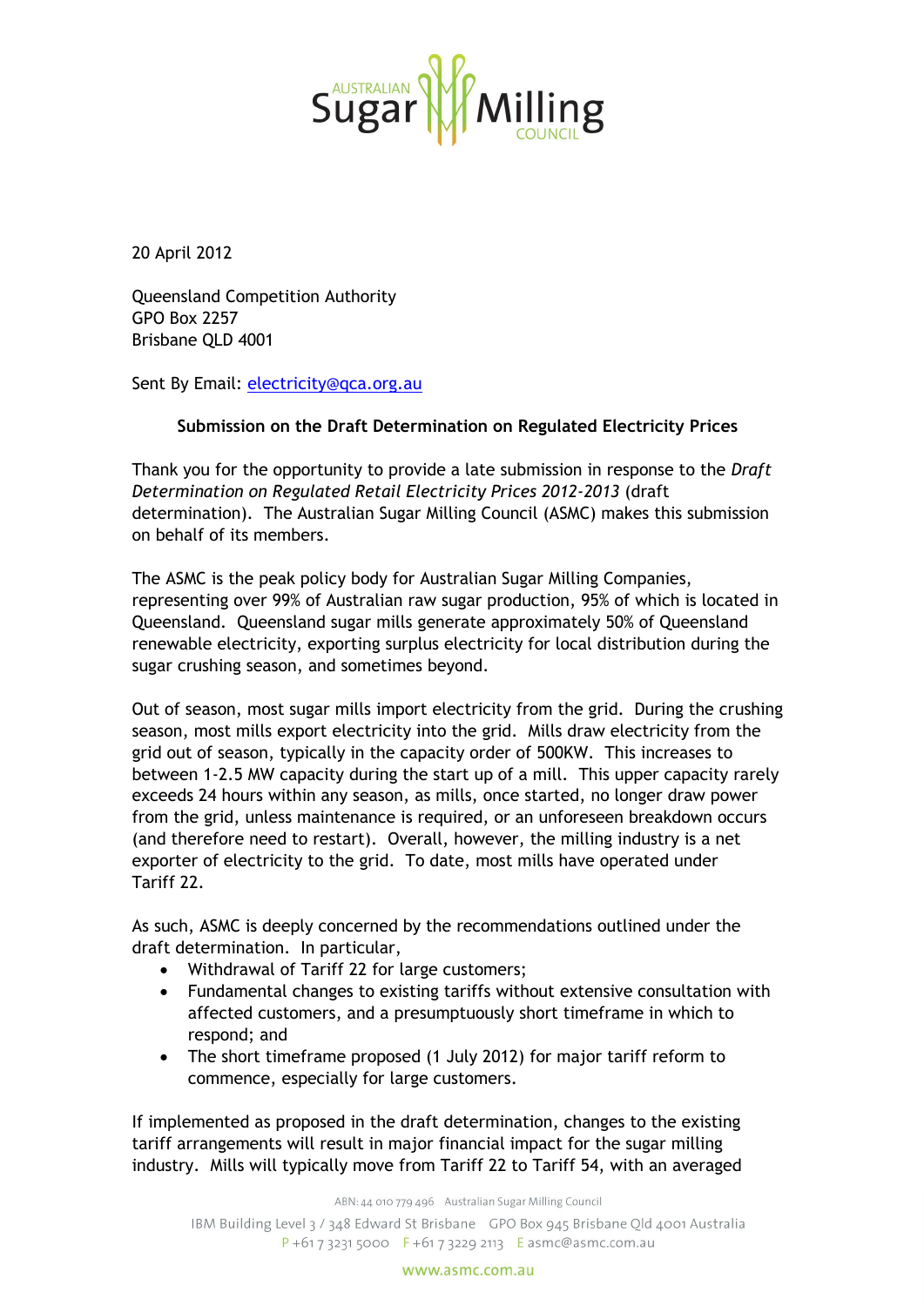20 April 2012

Queensland Competition Authority
GPO Box 2257
Brisbane QLD 4001

Sent By Email: electricity@qca.org.au

**Submission on the Draft Determination on Regulated Electricity Prices**

Thank you for the opportunity to provide a late submission in response to the *Draft Determination on Regulated Retail Electricity Prices 2012-2013* (draft determination). The Australian Sugar Milling Council (ASMC) makes this submission on behalf of its members.

The ASMC is the peak policy body for Australian Sugar Milling Companies, representing over 99% of Australian raw sugar production, 95% of which is located in Queensland. Queensland sugar mills generate approximately 50% of Queensland renewable electricity, exporting surplus electricity for local distribution during the sugar crushing season, and sometimes beyond.

Out of season, most sugar mills import electricity from the grid. During the crushing season, most mills export electricity into the grid. Mills draw electricity from the grid out of season, typically in the capacity order of 500KW. This increases to between 1-2.5 MW capacity during the start up of a mill. This upper capacity rarely exceeds 24 hours within any season, as mills, once started, no longer draw power from the grid, unless maintenance is required, or an unforeseen breakdown occurs (and therefore need to restart). Overall, however, the milling industry is a net exporter of electricity to the grid. To date, most mills have operated under Tariff 22.

As such, ASMC is deeply concerned by the recommendations outlined under the draft determination. In particular,

- Withdrawal of Tariff 22 for large customers;
- Fundamental changes to existing tariffs without extensive consultation with affected customers, and a presumptuously short timeframe in which to respond; and
- The short timeframe proposed (1 July 2012) for major tariff reform to commence, especially for large customers.

If implemented as proposed in the draft determination, changes to the existing tariff arrangements will result in major financial impact for the sugar milling industry. Mills will typically move from Tariff 22 to Tariff 54, with an averaged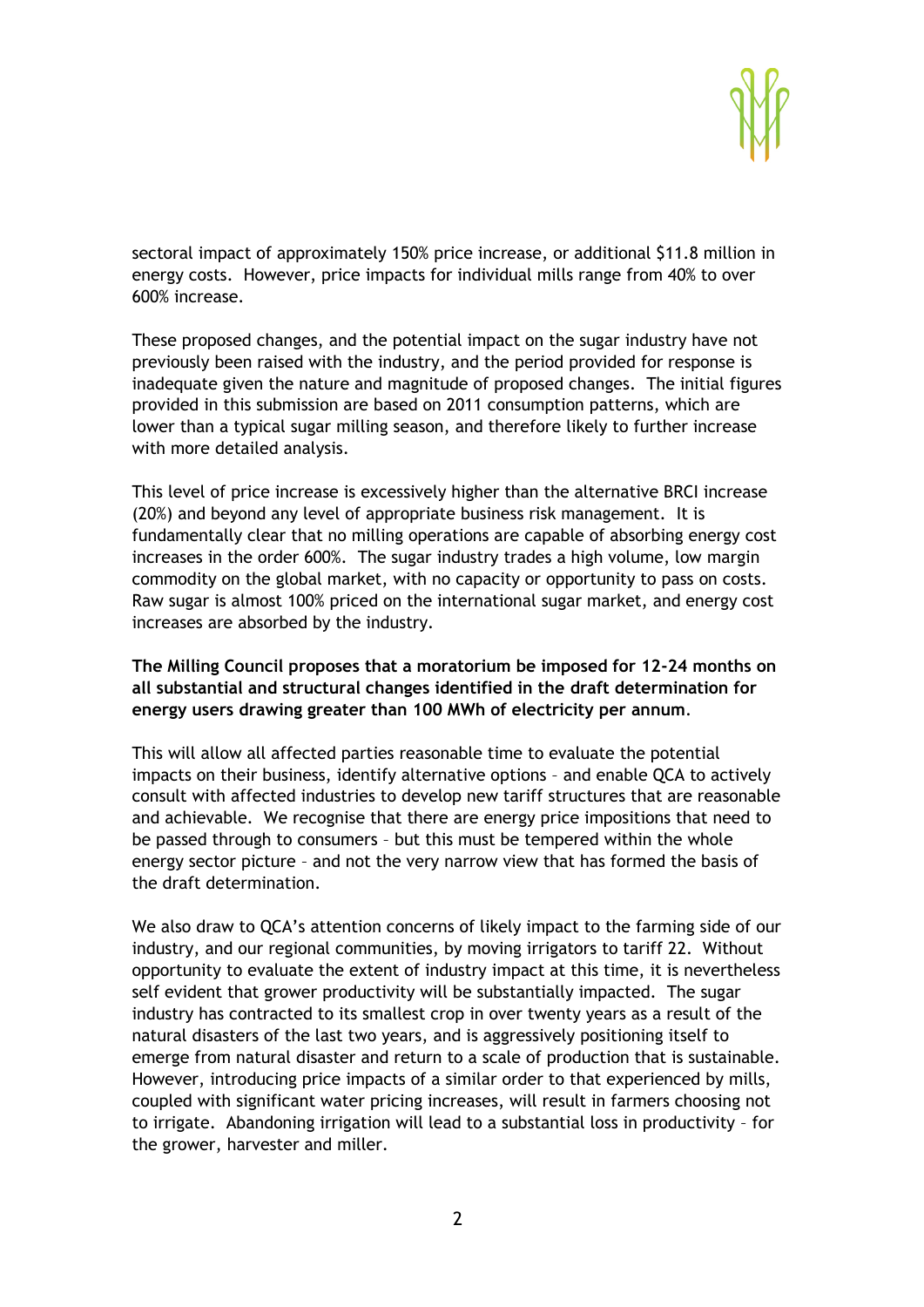sectoral impact of approximately 150% price increase, or additional $11.8 million in energy costs. However, price impacts for individual mills range from 40% to over 600% increase.

These proposed changes, and the potential impact on the sugar industry have not previously been raised with the industry, and the period provided for response is inadequate given the nature and magnitude of proposed changes. The initial figures provided in this submission are based on 2011 consumption patterns, which are lower than a typical sugar milling season, and therefore likely to further increase with more detailed analysis.

This level of price increase is excessively higher than the alternative BRCI increase (20%) and beyond any level of appropriate business risk management. It is fundamentally clear that no milling operations are capable of absorbing energy cost increases in the order 600%. The sugar industry trades a high volume, low margin commodity on the global market, with no capacity or opportunity to pass on costs. Raw sugar is almost 100% priced on the international sugar market, and energy cost increases are absorbed by the industry.

**The Milling Council proposes that a moratorium be imposed for 12-24 months on all substantial and structural changes identified in the draft determination for energy users drawing greater than 100 MWh of electricity per annum**.

This will allow all affected parties reasonable time to evaluate the potential impacts on their business, identify alternative options – and enable QCA to actively consult with affected industries to develop new tariff structures that are reasonable and achievable. We recognise that there are energy price impositions that need to be passed through to consumers – but this must be tempered within the whole energy sector picture – and not the very narrow view that has formed the basis of the draft determination.

We also draw to QCA's attention concerns of likely impact to the farming side of our industry, and our regional communities, by moving irrigators to tariff 22. Without opportunity to evaluate the extent of industry impact at this time, it is nevertheless self evident that grower productivity will be substantially impacted. The sugar industry has contracted to its smallest crop in over twenty years as a result of the natural disasters of the last two years, and is aggressively positioning itself to emerge from natural disaster and return to a scale of production that is sustainable. However, introducing price impacts of a similar order to that experienced by mills, coupled with significant water pricing increases, will result in farmers choosing not to irrigate. Abandoning irrigation will lead to a substantial loss in productivity – for the grower, harvester and miller.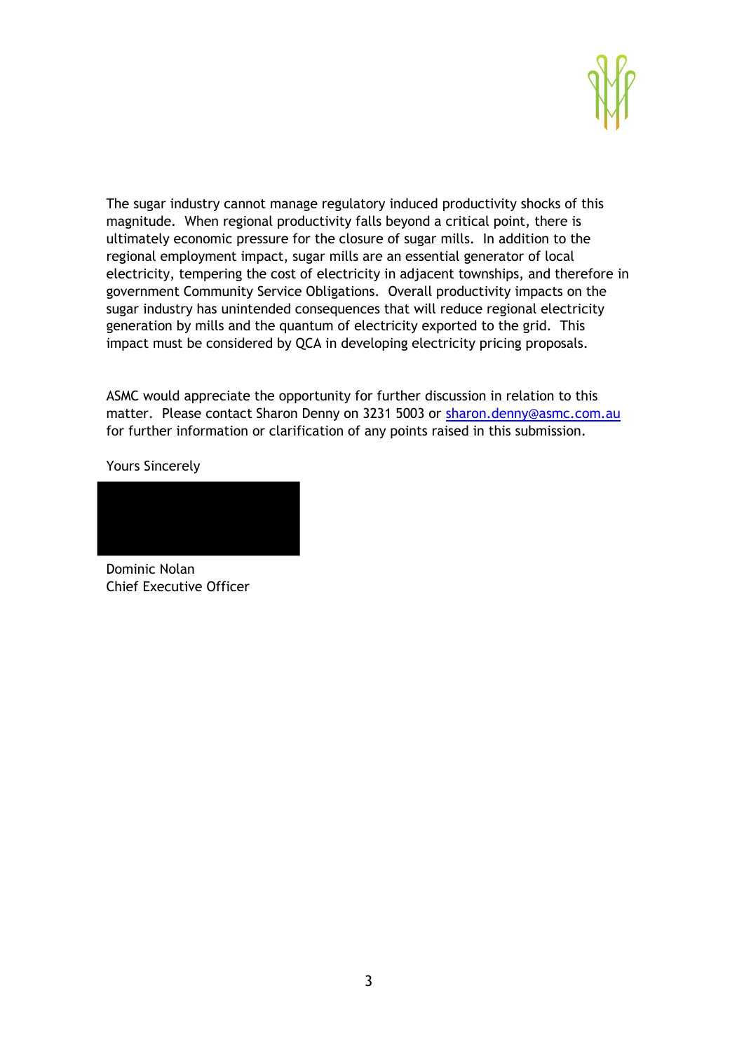The sugar industry cannot manage regulatory induced productivity shocks of this magnitude. When regional productivity falls beyond a critical point, there is ultimately economic pressure for the closure of sugar mills. In addition to the regional employment impact, sugar mills are an essential generator of local electricity, tempering the cost of electricity in adjacent townships, and therefore in government Community Service Obligations. Overall productivity impacts on the sugar industry has unintended consequences that will reduce regional electricity generation by mills and the quantum of electricity exported to the grid. This impact must be considered by QCA in developing electricity pricing proposals.

ASMC would appreciate the opportunity for further discussion in relation to this matter. Please contact Sharon Denny on 3231 5003 or sharon.denny@asmc.com.au for further information or clarification of any points raised in this submission.

Yours Sincerely

Dominic Nolan
Chief Executive Officer